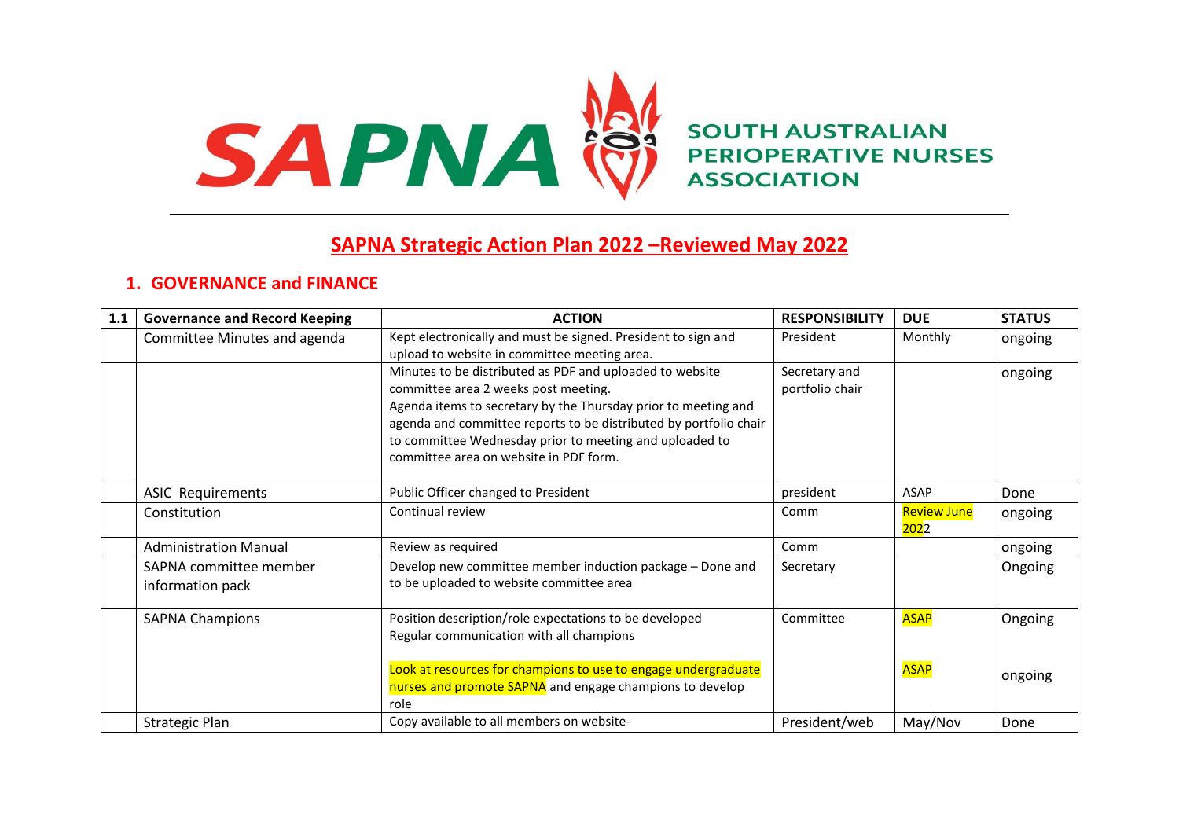SAPNA SOUTH AUSTRALIAN PERIOPERATIVE NURSES ASSOCIATION

# SAPNA Strategic Action Plan 2022 –Reviewed May 2022

## 1. GOVERNANCE and FINANCE

| 1.1 | Governance and Record Keeping | ACTION | RESPONSIBILITY | DUE | STATUS |
|---|---|---|---|---|---|
| | Committee Minutes and agenda | Kept electronically and must be signed. President to sign and upload to website in committee meeting area. | President | Monthly | ongoing |
| | | Minutes to be distributed as PDF and uploaded to website committee area 2 weeks post meeting. Agenda items to secretary by the Thursday prior to meeting and agenda and committee reports to be distributed by portfolio chair to committee Wednesday prior to meeting and uploaded to committee area on website in PDF form. | Secretary and portfolio chair | | ongoing |
| | ASIC Requirements | Public Officer changed to President | president | ASAP | Done |
| | Constitution | Continual review | Comm | Review June 2022 | ongoing |
| | Administration Manual | Review as required | Comm | | ongoing |
| | SAPNA committee member information pack | Develop new committee member induction package – Done and to be uploaded to website committee area | Secretary | | Ongoing |
| | SAPNA Champions | Position description/role expectations to be developed<br>Regular communication with all champions | Committee | ASAP | Ongoing |
| | | Look at resources for champions to use to engage undergraduate nurses and promote SAPNA and engage champions to develop role | | ASAP | ongoing |
| | Strategic Plan | Copy available to all members on website- | President/web | May/Nov | Done |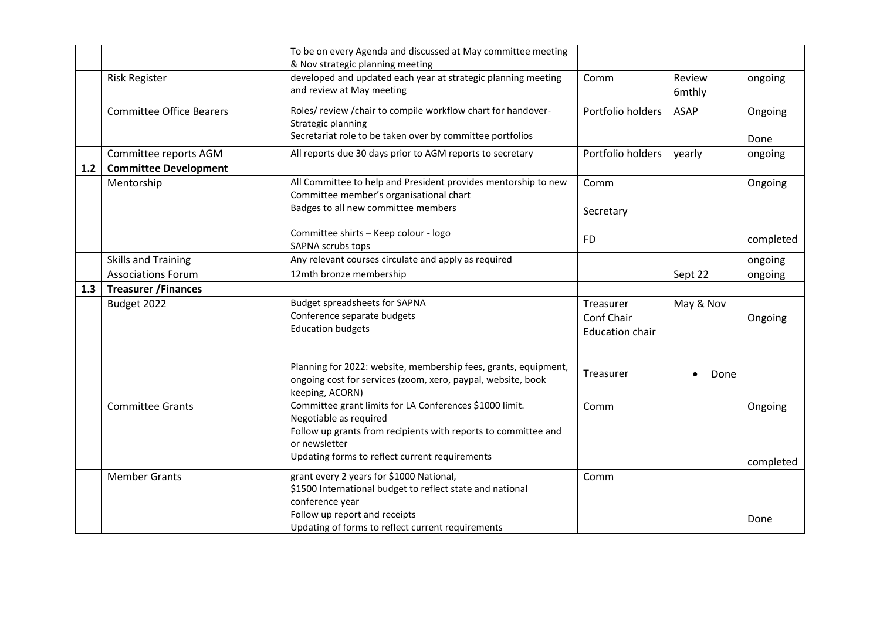| | | | | | |
|---|---|---|---|---|---|
| | | To be on every Agenda and discussed at May committee meeting & Nov strategic planning meeting | | | |
| | Risk Register | developed and updated each year at strategic planning meeting and review at May meeting | Comm | Review 6mthly | ongoing |
| | Committee Office Bearers | Roles/ review /chair to compile workflow chart for handover- Strategic planning<br>Secretariat role to be taken over by committee portfolios | Portfolio holders | ASAP | Ongoing<br><br>Done |
| | Committee reports AGM | All reports due 30 days prior to AGM reports to secretary | Portfolio holders | yearly | ongoing |
| **1.2** | **Committee Development** | | | | |
| | Mentorship | All Committee to help and President provides mentorship to new Committee member's organisational chart<br>Badges to all new committee members<br><br>Committee shirts – Keep colour - logo<br>SAPNA scrubs tops | Comm<br><br>Secretary<br><br>FD | | Ongoing<br><br><br><br>completed |
| | Skills and Training | Any relevant courses circulate and apply as required | | | ongoing |
| | Associations Forum | 12mth bronze membership | | Sept 22 | ongoing |
| **1.3** | **Treasurer /Finances** | | | | |
| | Budget 2022 | Budget spreadsheets for SAPNA<br>Conference separate budgets<br>Education budgets<br><br><br>Planning for 2022: website, membership fees, grants, equipment, ongoing cost for services (zoom, xero, paypal, website, book keeping, ACORN) | Treasurer<br>Conf Chair<br>Education chair<br><br><br>Treasurer | May & Nov<br><br><br><br><br>• Done | Ongoing |
| | Committee Grants | Committee grant limits for LA Conferences $1000 limit.<br>Negotiable as required<br>Follow up grants from recipients with reports to committee and or newsletter<br>Updating forms to reflect current requirements | Comm | | Ongoing<br><br><br><br>completed |
| | Member Grants | grant every 2 years for $1000 National,<br>$1500 International budget to reflect state and national conference year<br>Follow up report and receipts<br>Updating of forms to reflect current requirements | Comm | | <br><br><br><br>Done |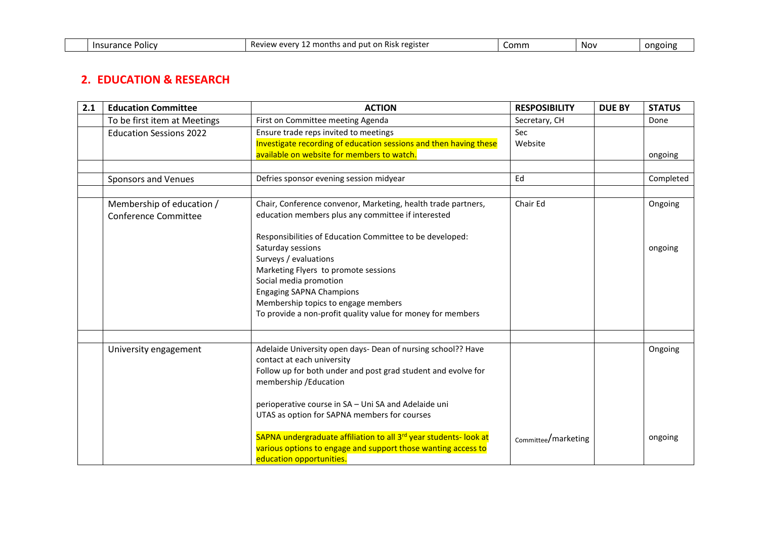|  | Insurance Policy | Review every 12 months and put on Risk register | Comm | Nov | ongoing |
|---|---|---|---|---|---|

## 2. EDUCATION & RESEARCH

| 2.1 | Education Committee | ACTION | RESPOSIBILITY | DUE BY | STATUS |
|---|---|---|---|---|---|
|  | To be first item at Meetings | First on Committee meeting Agenda | Secretary, CH |  | Done |
|  | Education Sessions 2022 | Ensure trade reps invited to meetings<br>Investigate recording of education sessions and then having these available on website for members to watch. | Sec<br>Website |  | ongoing |
|  |  |  |  |  |  |
|  | Sponsors and Venues | Defries sponsor evening session midyear | Ed |  | Completed |
|  |  |  |  |  |  |
|  | Membership of education / Conference Committee | Chair, Conference convenor, Marketing, health trade partners, education members plus any committee if interested<br><br>Responsibilities of Education Committee to be developed:<br>Saturday sessions<br>Surveys / evaluations<br>Marketing Flyers to promote sessions<br>Social media promotion<br>Engaging SAPNA Champions<br>Membership topics to engage members<br>To provide a non-profit quality value for money for members | Chair Ed |  | Ongoing<br><br>ongoing |
|  |  |  |  |  |  |
|  | University engagement | Adelaide University open days- Dean of nursing school?? Have contact at each university<br>Follow up for both under and post grad student and evolve for membership /Education<br><br>perioperative course in SA – Uni SA and Adelaide uni<br>UTAS as option for SAPNA members for courses<br><br>SAPNA undergraduate affiliation to all 3rd year students- look at various options to engage and support those wanting access to education opportunities. | Committee/marketing |  | Ongoing<br><br>ongoing |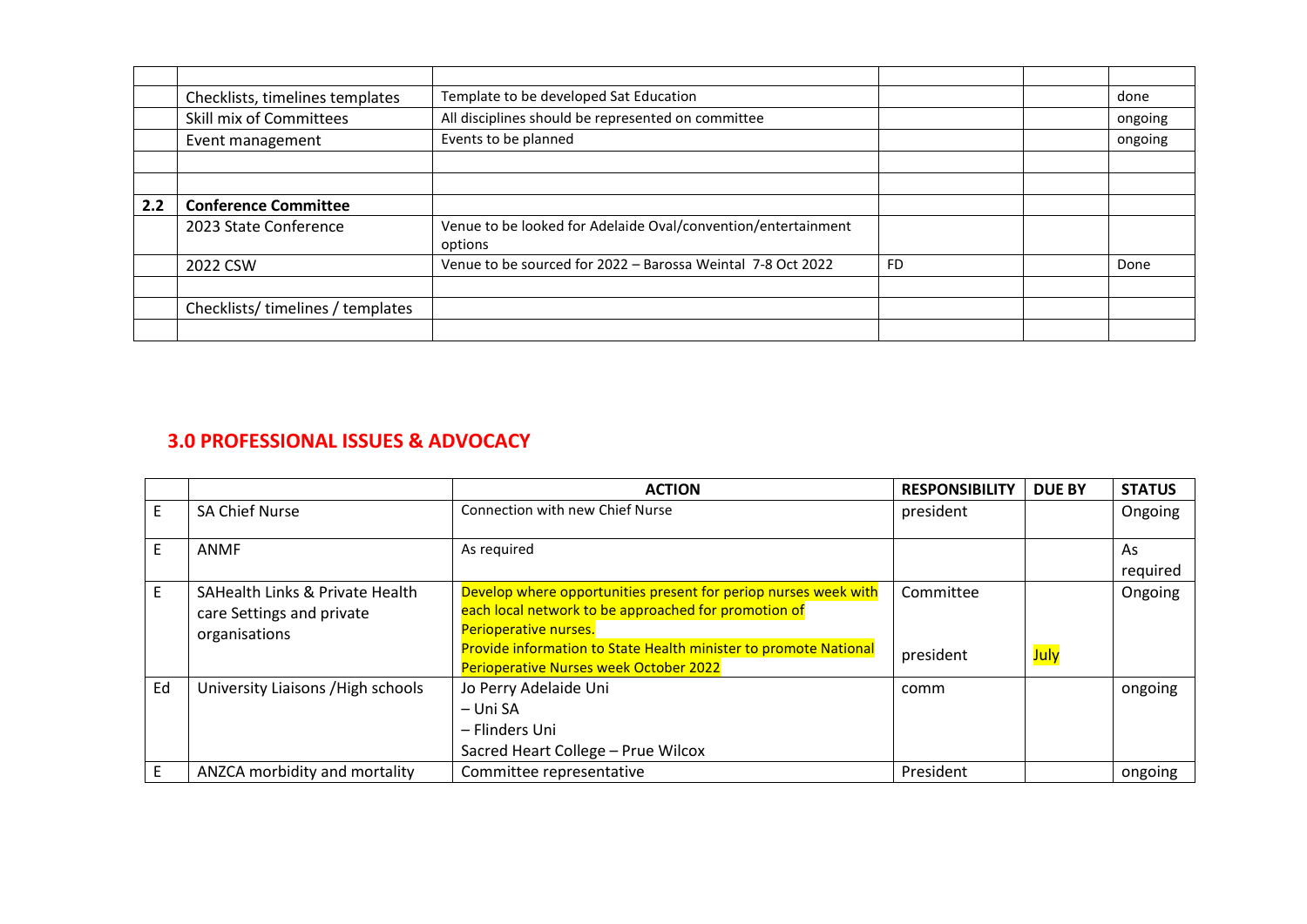| | | | | | |
|---|---|---|---|---|---|
| | Checklists, timelines templates | Template to be developed Sat Education | | | done |
| | Skill mix of Committees | All disciplines should be represented on committee | | | ongoing |
| | Event management | Events to be planned | | | ongoing |
| | | | | | |
| | | | | | |
| **2.2** | **Conference Committee** | | | | |
| | 2023 State Conference | Venue to be looked for Adelaide Oval/convention/entertainment options | | | |
| | 2022 CSW | Venue to be sourced for 2022 – Barossa Weintal 7-8 Oct 2022 | FD | | Done |
| | | | | | |
| | Checklists/ timelines / templates | | | | |
| | | | | | |

## 3.0 PROFESSIONAL ISSUES & ADVOCACY

| | | ACTION | RESPONSIBILITY | DUE BY | STATUS |
|---|---|---|---|---|---|
| E | SA Chief Nurse | Connection with new Chief Nurse | president | | Ongoing |
| E | ANMF | As required | | | As required |
| E | SAHealth Links & Private Health care Settings and private organisations | Develop where opportunities present for periop nurses week with each local network to be approached for promotion of Perioperative nurses.<br>Provide information to State Health minister to promote National Perioperative Nurses week October 2022 | Committee<br><br>president | <br><br>July | Ongoing |
| Ed | University Liaisons /High schools | Jo Perry Adelaide Uni<br>– Uni SA<br>– Flinders Uni<br>Sacred Heart College – Prue Wilcox | comm | | ongoing |
| E | ANZCA morbidity and mortality | Committee representative | President | | ongoing |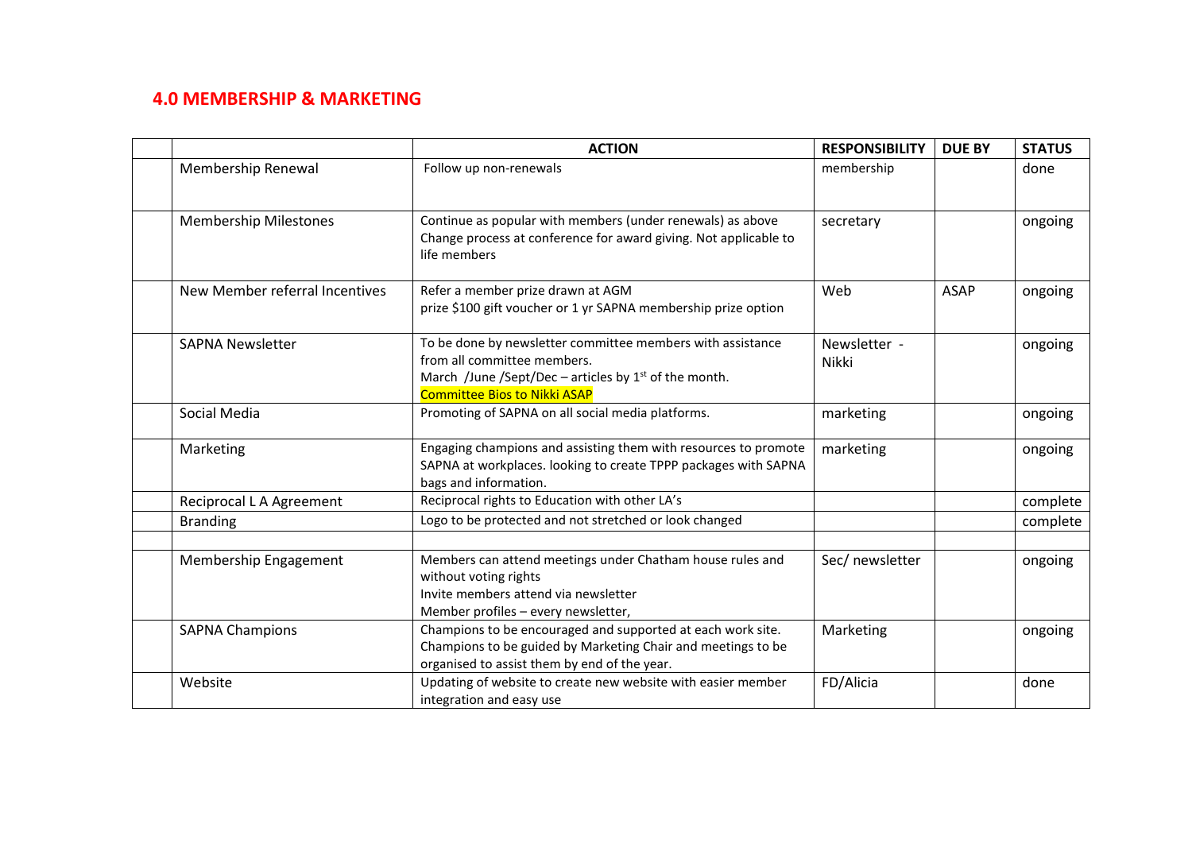## 4.0 MEMBERSHIP & MARKETING

| | | ACTION | RESPONSIBILITY | DUE BY | STATUS |
|---|---|---|---|---|---|
| | Membership Renewal | Follow up non-renewals | membership | | done |
| | Membership Milestones | Continue as popular with members (under renewals) as above<br>Change process at conference for award giving. Not applicable to life members | secretary | | ongoing |
| | New Member referral Incentives | Refer a member prize drawn at AGM<br>prize $100 gift voucher or 1 yr SAPNA membership prize option | Web | ASAP | ongoing |
| | SAPNA Newsletter | To be done by newsletter committee members with assistance from all committee members.<br>March /June /Sept/Dec – articles by 1st of the month.<br>Committee Bios to Nikki ASAP | Newsletter - Nikki | | ongoing |
| | Social Media | Promoting of SAPNA on all social media platforms. | marketing | | ongoing |
| | Marketing | Engaging champions and assisting them with resources to promote SAPNA at workplaces. looking to create TPPP packages with SAPNA bags and information. | marketing | | ongoing |
| | Reciprocal L A Agreement | Reciprocal rights to Education with other LA's | | | complete |
| | Branding | Logo to be protected and not stretched or look changed | | | complete |
| | | | | | |
| | Membership Engagement | Members can attend meetings under Chatham house rules and without voting rights<br>Invite members attend via newsletter<br>Member profiles – every newsletter, | Sec/ newsletter | | ongoing |
| | SAPNA Champions | Champions to be encouraged and supported at each work site. Champions to be guided by Marketing Chair and meetings to be organised to assist them by end of the year. | Marketing | | ongoing |
| | Website | Updating of website to create new website with easier member integration and easy use | FD/Alicia | | done |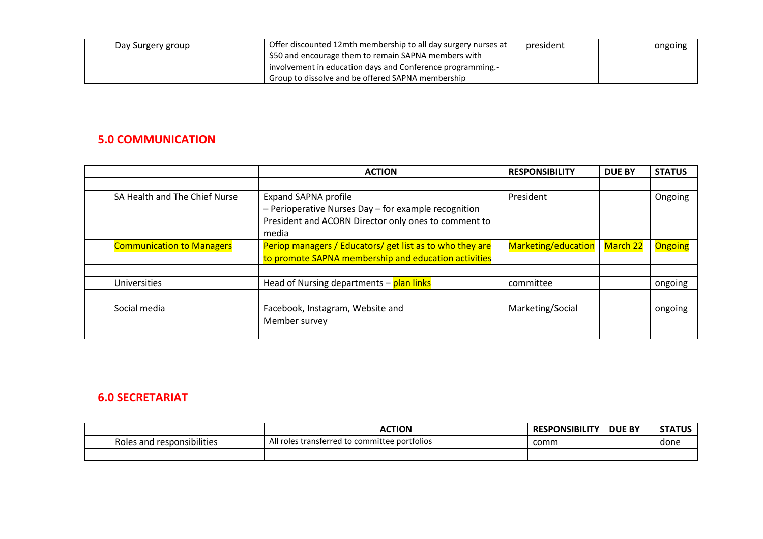| | Day Surgery group | Offer discounted 12mth membership to all day surgery nurses at $50 and encourage them to remain SAPNA members with involvement in education days and Conference programming.- Group to dissolve and be offered SAPNA membership | president | | ongoing |
|---|---|---|---|---|---|

## 5.0 COMMUNICATION

| | | ACTION | RESPONSIBILITY | DUE BY | STATUS |
|---|---|---|---|---|---|
| | | | | | |
| | SA Health and The Chief Nurse | Expand SAPNA profile<br>– Perioperative Nurses Day – for example recognition<br>President and ACORN Director only ones to comment to media | President | | Ongoing |
| | Communication to Managers | Periop managers / Educators/ get list as to who they are to promote SAPNA membership and education activities | Marketing/education | March 22 | Ongoing |
| | | | | | |
| | Universities | Head of Nursing departments – plan links | committee | | ongoing |
| | | | | | |
| | Social media | Facebook, Instagram, Website and<br>Member survey | Marketing/Social | | ongoing |

## 6.0 SECRETARIAT

| | | ACTION | RESPONSIBILITY | DUE BY | STATUS |
|---|---|---|---|---|---|
| | Roles and responsibilities | All roles transferred to committee portfolios | comm | | done |
| | | | | | |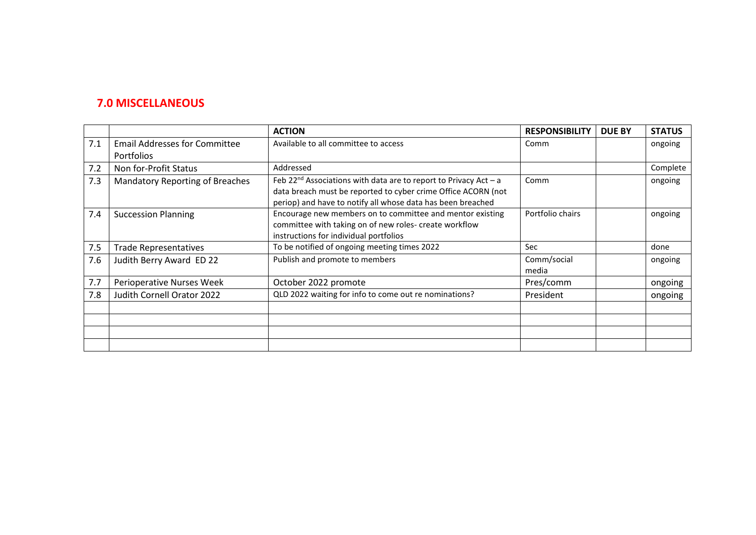## 7.0 MISCELLANEOUS

| | | ACTION | RESPONSIBILITY | DUE BY | STATUS |
|---|---|---|---|---|---|
| 7.1 | Email Addresses for Committee Portfolios | Available to all committee to access | Comm | | ongoing |
| 7.2 | Non for-Profit Status | Addressed | | | Complete |
| 7.3 | Mandatory Reporting of Breaches | Feb 22nd Associations with data are to report to Privacy Act – a data breach must be reported to cyber crime Office ACORN (not periop) and have to notify all whose data has been breached | Comm | | ongoing |
| 7.4 | Succession Planning | Encourage new members on to committee and mentor existing committee with taking on of new roles- create workflow instructions for individual portfolios | Portfolio chairs | | ongoing |
| 7.5 | Trade Representatives | To be notified of ongoing meeting times 2022 | Sec | | done |
| 7.6 | Judith Berry Award ED 22 | Publish and promote to members | Comm/social media | | ongoing |
| 7.7 | Perioperative Nurses Week | October 2022 promote | Pres/comm | | ongoing |
| 7.8 | Judith Cornell Orator 2022 | QLD 2022 waiting for info to come out re nominations? | President | | ongoing |
| | | | | | |
| | | | | | |
| | | | | | |
| | | | | | |